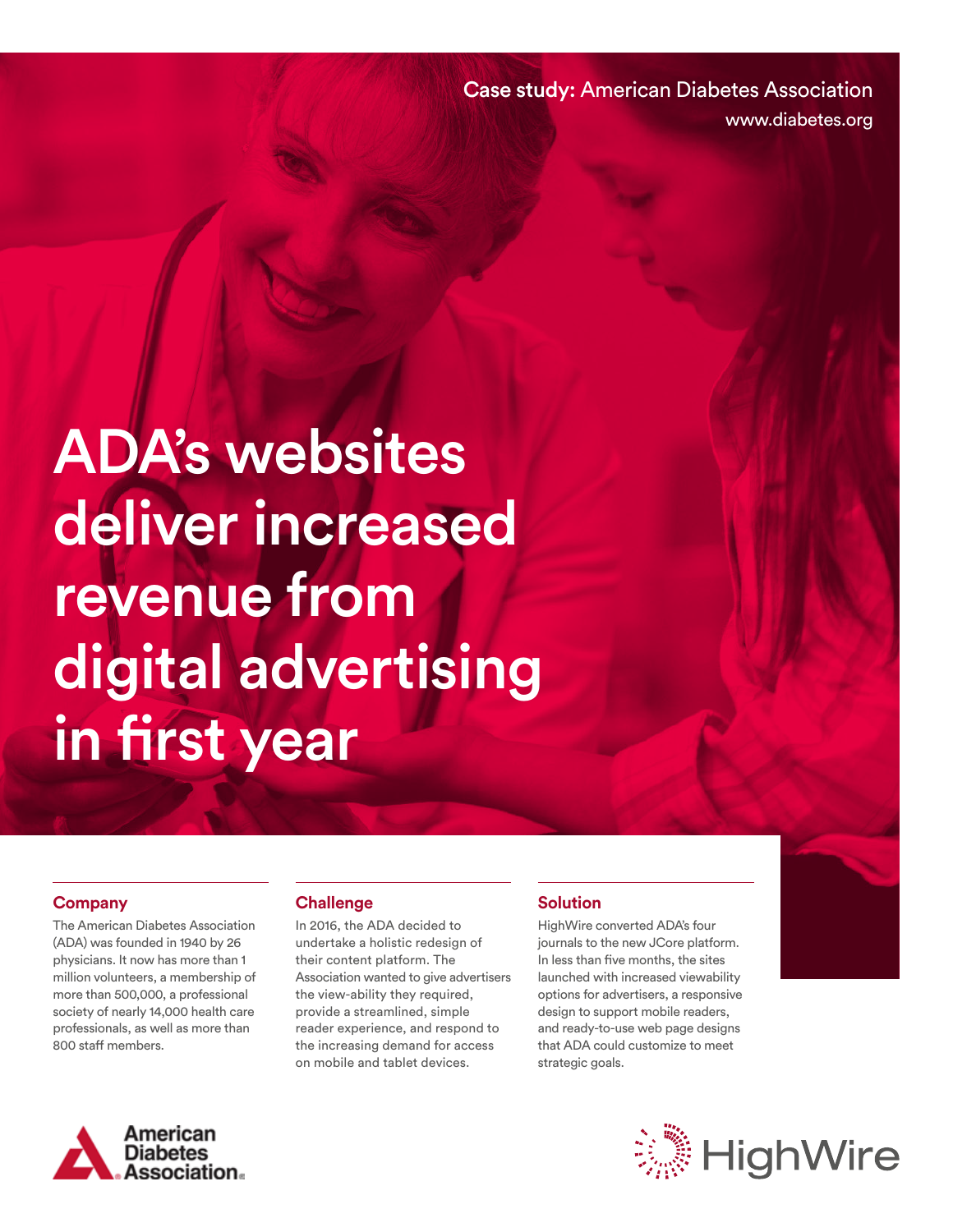**Case study:** American Diabetes Association
www.diabetes.org

# ADA's websites deliver increased revenue from digital advertising in first year

## Company

The American Diabetes Association (ADA) was founded in 1940 by 26 physicians. It now has more than 1 million volunteers, a membership of more than 500,000, a professional society of nearly 14,000 health care professionals, as well as more than 800 staff members.

## Challenge

In 2016, the ADA decided to undertake a holistic redesign of their content platform. The Association wanted to give advertisers the view-ability they required, provide a streamlined, simple reader experience, and respond to the increasing demand for access on mobile and tablet devices.

## Solution

HighWire converted ADA's four journals to the new JCore platform. In less than five months, the sites launched with increased viewability options for advertisers, a responsive design to support mobile readers, and ready-to-use web page designs that ADA could customize to meet strategic goals.

American Diabetes Association.

HighWire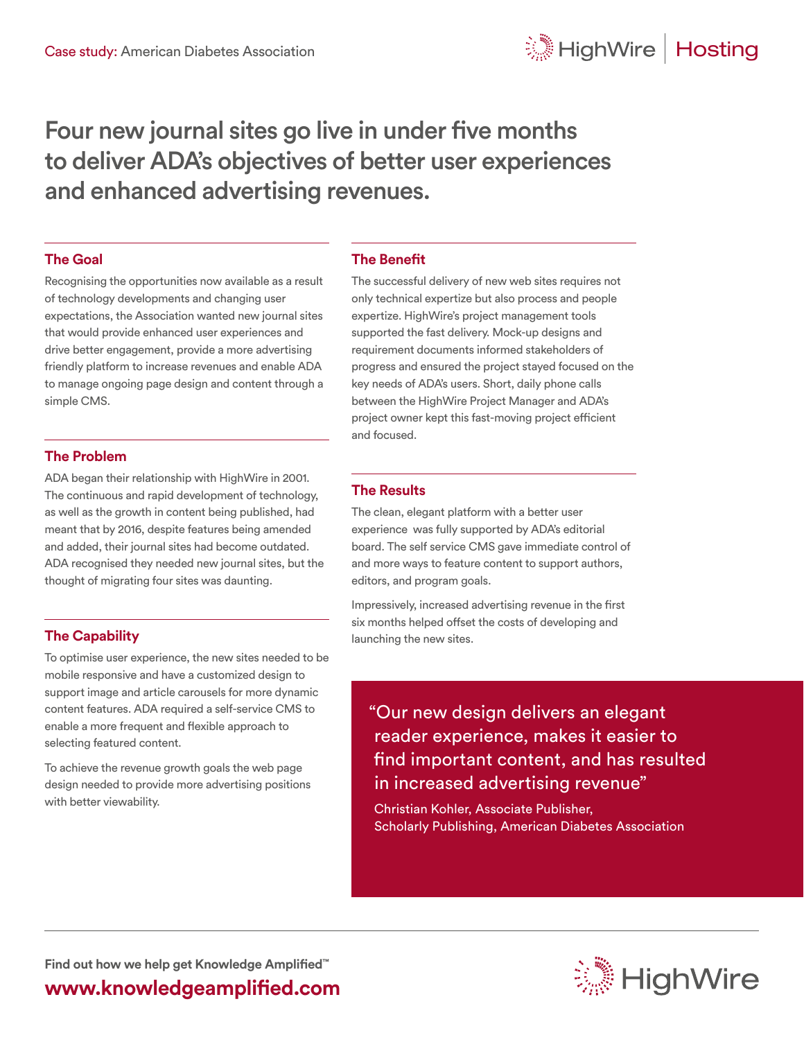Case study: American Diabetes Association

# Four new journal sites go live in under five months to deliver ADA's objectives of better user experiences and enhanced advertising revenues.

## The Goal

Recognising the opportunities now available as a result of technology developments and changing user expectations, the Association wanted new journal sites that would provide enhanced user experiences and drive better engagement, provide a more advertising friendly platform to increase revenues and enable ADA to manage ongoing page design and content through a simple CMS.

## The Problem

ADA began their relationship with HighWire in 2001. The continuous and rapid development of technology, as well as the growth in content being published, had meant that by 2016, despite features being amended and added, their journal sites had become outdated. ADA recognised they needed new journal sites, but the thought of migrating four sites was daunting.

## The Capability

To optimise user experience, the new sites needed to be mobile responsive and have a customized design to support image and article carousels for more dynamic content features. ADA required a self-service CMS to enable a more frequent and flexible approach to selecting featured content.

To achieve the revenue growth goals the web page design needed to provide more advertising positions with better viewability.

## The Benefit

The successful delivery of new web sites requires not only technical expertize but also process and people expertize. HighWire's project management tools supported the fast delivery. Mock-up designs and requirement documents informed stakeholders of progress and ensured the project stayed focused on the key needs of ADA's users. Short, daily phone calls between the HighWire Project Manager and ADA's project owner kept this fast-moving project efficient and focused.

## The Results

The clean, elegant platform with a better user experience was fully supported by ADA's editorial board. The self service CMS gave immediate control of and more ways to feature content to support authors, editors, and program goals.

Impressively, increased advertising revenue in the first six months helped offset the costs of developing and launching the new sites.

> "Our new design delivers an elegant reader experience, makes it easier to find important content, and has resulted in increased advertising revenue"
>
> Christian Kohler, Associate Publisher, Scholarly Publishing, American Diabetes Association

**Find out how we help get Knowledge Amplified™**

**www.knowledgeamplified.com**